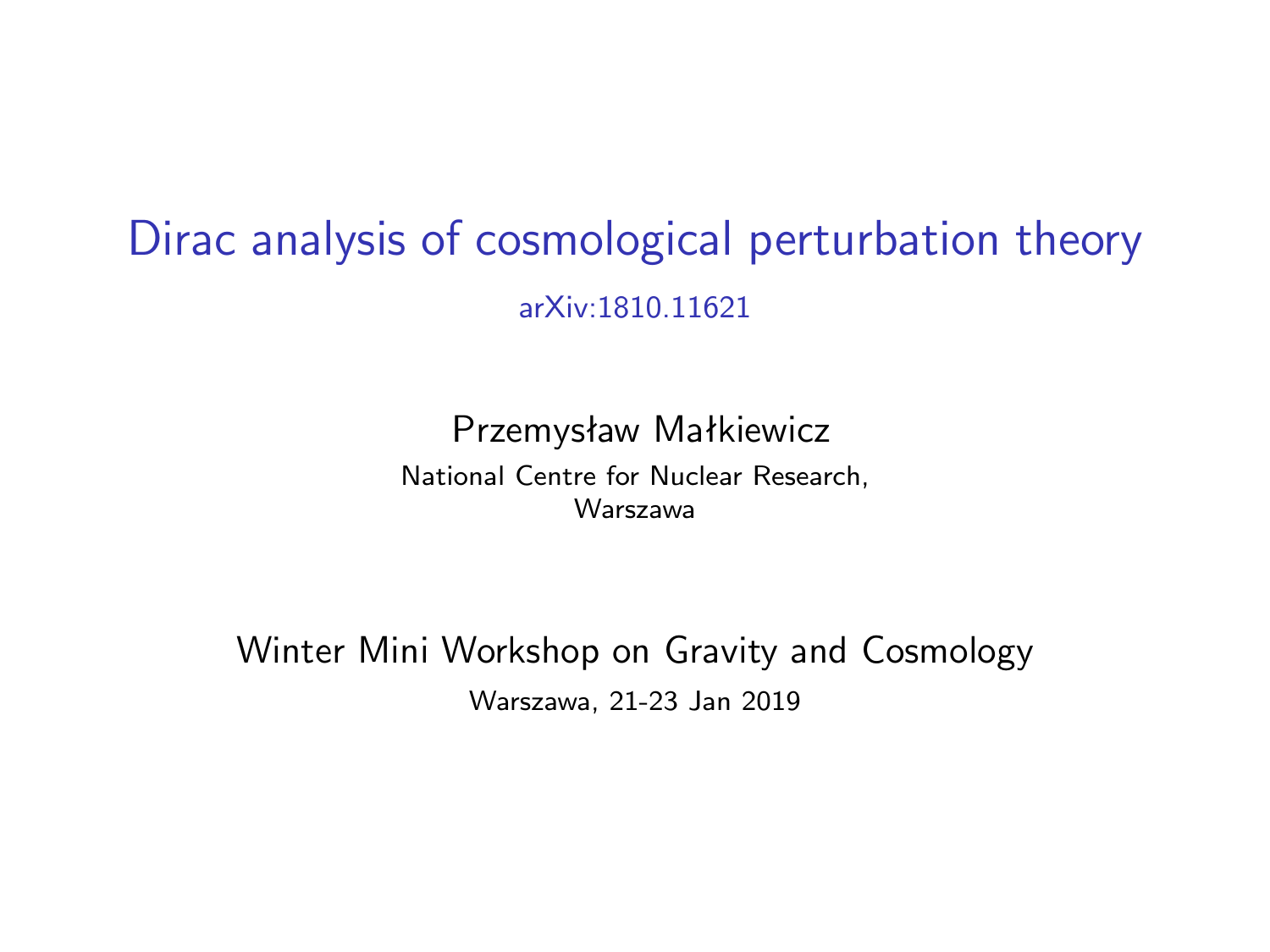# Dirac analysis of cosmological perturbation theory

arXiv:1810.11621

Przemysław Małkiewicz

National Centre for Nuclear Research,
Warszawa

Winter Mini Workshop on Gravity and Cosmology

Warszawa, 21-23 Jan 2019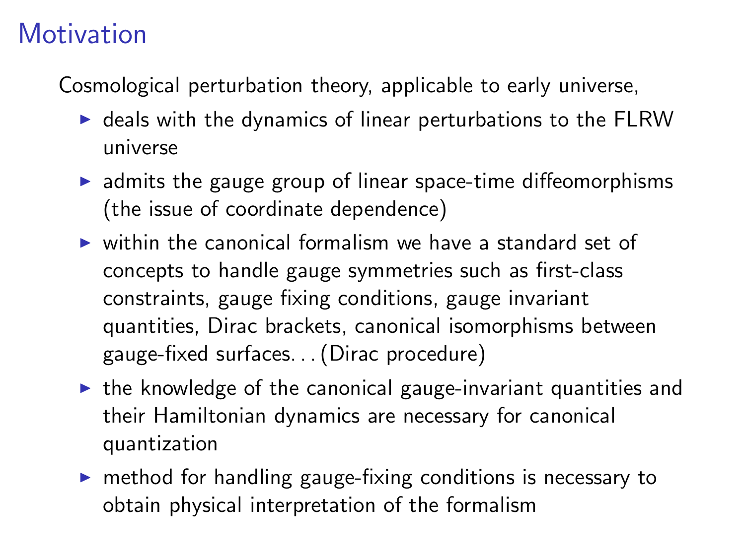# Motivation

Cosmological perturbation theory, applicable to early universe,

- deals with the dynamics of linear perturbations to the FLRW universe
- admits the gauge group of linear space-time diffeomorphisms (the issue of coordinate dependence)
- within the canonical formalism we have a standard set of concepts to handle gauge symmetries such as first-class constraints, gauge fixing conditions, gauge invariant quantities, Dirac brackets, canonical isomorphisms between gauge-fixed surfaces. . . (Dirac procedure)
- the knowledge of the canonical gauge-invariant quantities and their Hamiltonian dynamics are necessary for canonical quantization
- method for handling gauge-fixing conditions is necessary to obtain physical interpretation of the formalism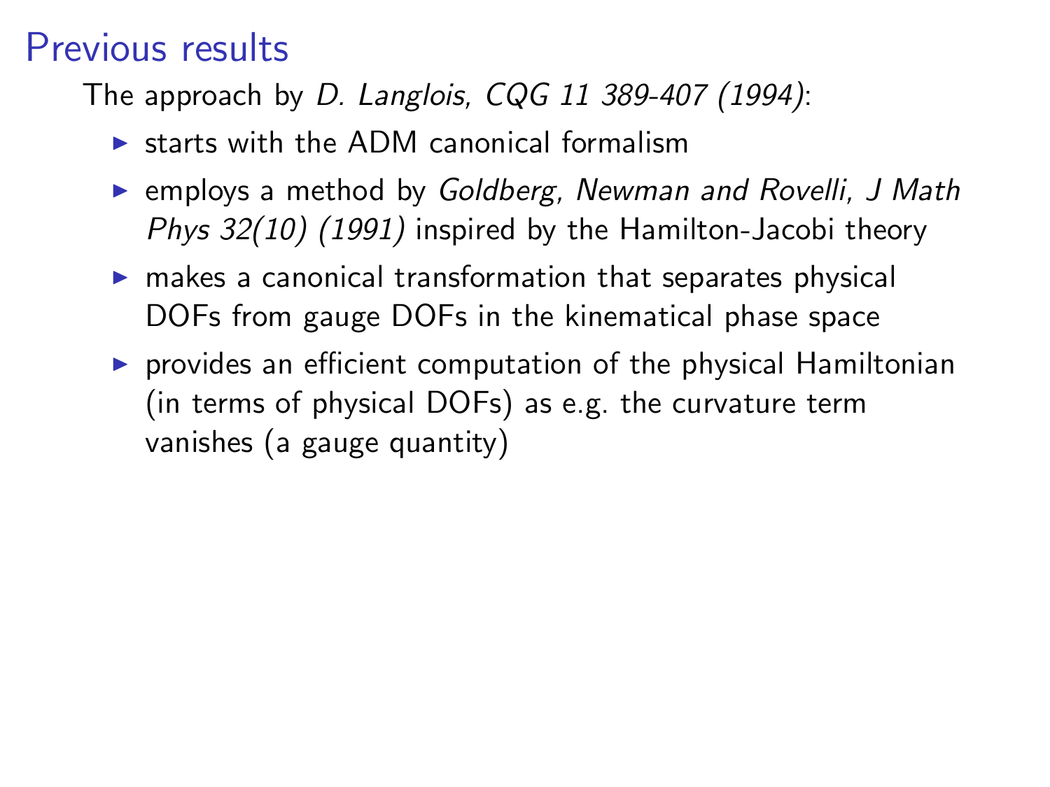# Previous results

The approach by *D. Langlois, CQG 11 389-407 (1994)*:

- starts with the ADM canonical formalism
- employs a method by *Goldberg, Newman and Rovelli, J Math Phys 32(10) (1991)* inspired by the Hamilton-Jacobi theory
- makes a canonical transformation that separates physical DOFs from gauge DOFs in the kinematical phase space
- provides an efficient computation of the physical Hamiltonian (in terms of physical DOFs) as e.g. the curvature term vanishes (a gauge quantity)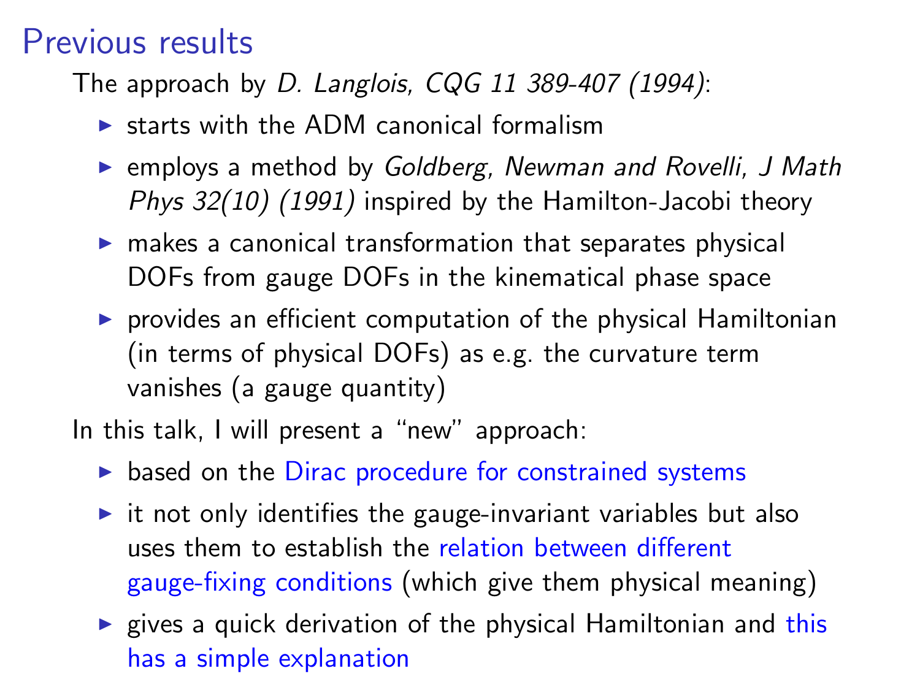# Previous results

The approach by *D. Langlois, CQG 11 389-407 (1994)*:

- starts with the ADM canonical formalism
- employs a method by *Goldberg, Newman and Rovelli, J Math Phys 32(10) (1991)* inspired by the Hamilton-Jacobi theory
- makes a canonical transformation that separates physical DOFs from gauge DOFs in the kinematical phase space
- provides an efficient computation of the physical Hamiltonian (in terms of physical DOFs) as e.g. the curvature term vanishes (a gauge quantity)

In this talk, I will present a "new" approach:

- based on the Dirac procedure for constrained systems
- it not only identifies the gauge-invariant variables but also uses them to establish the relation between different gauge-fixing conditions (which give them physical meaning)
- gives a quick derivation of the physical Hamiltonian and this has a simple explanation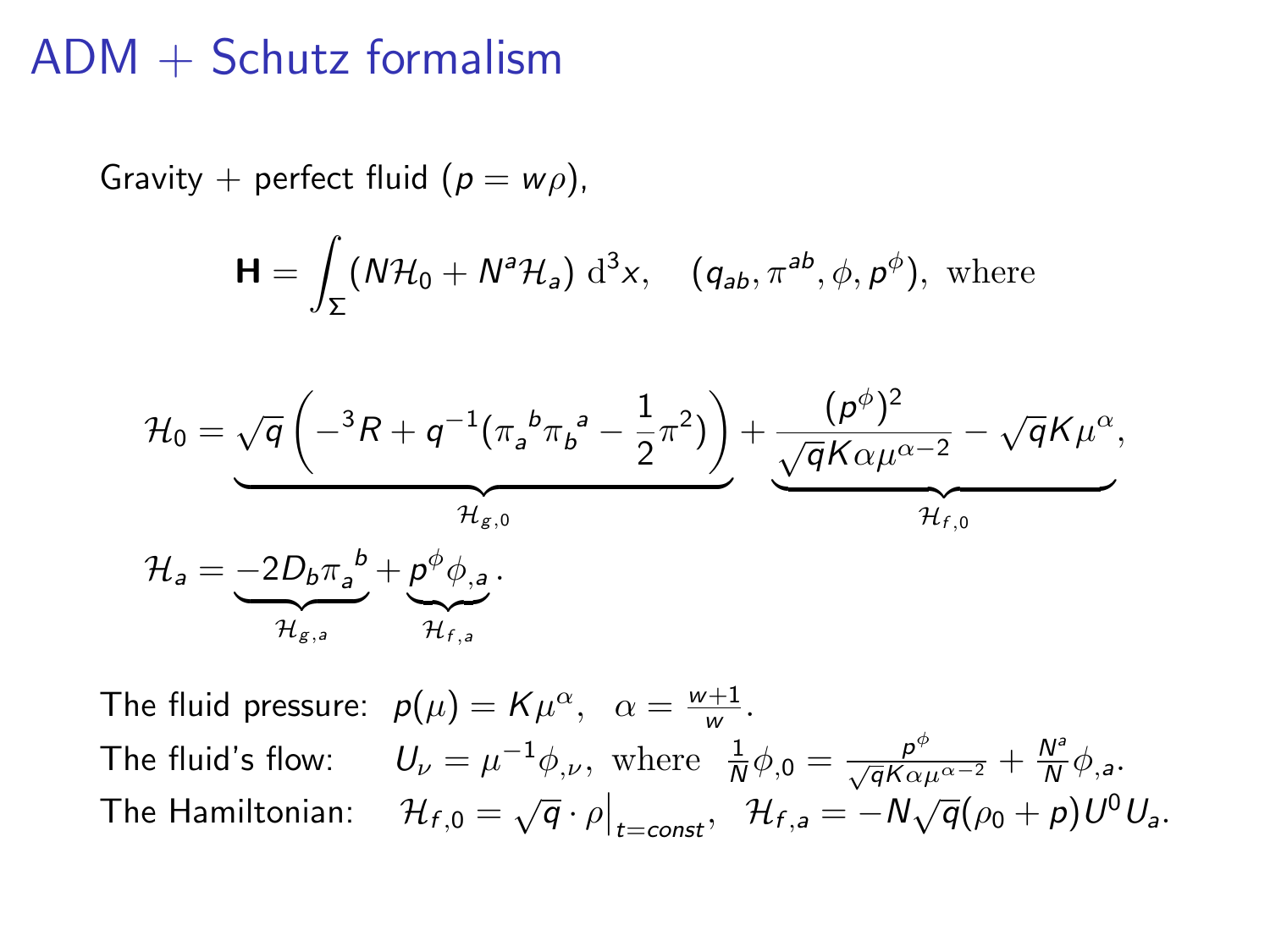# ADM + Schutz formalism

Gravity + perfect fluid ($p = w\rho$),

$$\mathbf{H} = \int_\Sigma (N\mathcal{H}_0 + N^a\mathcal{H}_a)\ \mathrm{d}^3x, \quad (q_{ab}, \pi^{ab}, \phi, p^\phi), \text{ where}$$

$$\mathcal{H}_0 = \underbrace{\sqrt{q}\left(-{}^3R + q^{-1}(\pi_a{}^b\pi_b{}^a - \frac{1}{2}\pi^2)\right)}_{\mathcal{H}_{g,0}} + \underbrace{\frac{(p^\phi)^2}{\sqrt{q}K\alpha\mu^{\alpha-2}} - \sqrt{q}K\mu^\alpha}_{\mathcal{H}_{f,0}},$$

$$\mathcal{H}_a = \underbrace{-2D_b\pi_a{}^b}_{\mathcal{H}_{g,a}} + \underbrace{p^\phi\phi_{,a}}_{\mathcal{H}_{f,a}}.$$

The fluid pressure: $p(\mu) = K\mu^\alpha, \quad \alpha = \frac{w+1}{w}$.

The fluid's flow: $U_\nu = \mu^{-1}\phi_{,\nu}$, where $\frac{1}{N}\phi_{,0} = \frac{p^\phi}{\sqrt{q}K\alpha\mu^{\alpha-2}} + \frac{N^a}{N}\phi_{,a}$.

The Hamiltonian: $\mathcal{H}_{f,0} = \sqrt{q}\cdot\rho\big|_{t=const}, \quad \mathcal{H}_{f,a} = -N\sqrt{q}(\rho_0 + p)U^0U_a$.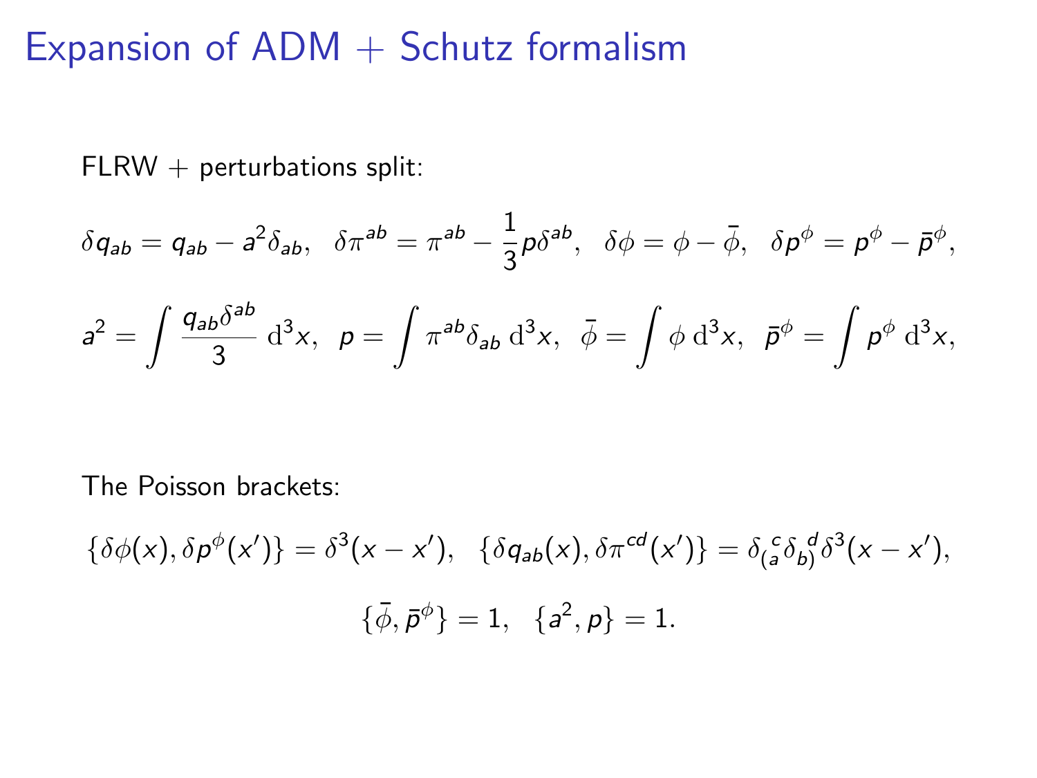# Expansion of ADM + Schutz formalism

FLRW + perturbations split:

$$\delta q_{ab} = q_{ab} - a^2 \delta_{ab}, \quad \delta\pi^{ab} = \pi^{ab} - \frac{1}{3} p \delta^{ab}, \quad \delta\phi = \phi - \bar{\phi}, \quad \delta p^{\phi} = p^{\phi} - \bar{p}^{\phi},$$

$$a^2 = \int \frac{q_{ab}\delta^{ab}}{3} \, \mathrm{d}^3 x, \quad p = \int \pi^{ab} \delta_{ab} \, \mathrm{d}^3 x, \quad \bar{\phi} = \int \phi \, \mathrm{d}^3 x, \quad \bar{p}^{\phi} = \int p^{\phi} \, \mathrm{d}^3 x,$$

The Poisson brackets:

$$\{\delta\phi(x), \delta p^{\phi}(x')\} = \delta^3(x - x'), \quad \{\delta q_{ab}(x), \delta\pi^{cd}(x')\} = \delta_{(a}^{\ c} \delta_{b)}^{\ d} \delta^3(x - x'),$$

$$\{\bar{\phi}, \bar{p}^{\phi}\} = 1, \quad \{a^2, p\} = 1.$$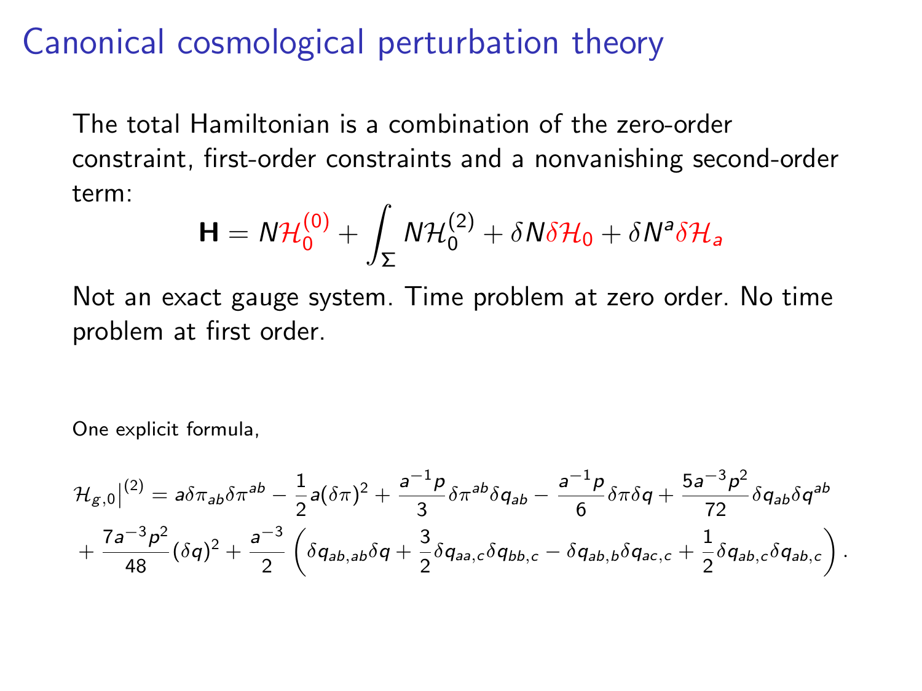# Canonical cosmological perturbation theory

The total Hamiltonian is a combination of the zero-order constraint, first-order constraints and a nonvanishing second-order term:

$$\mathbf{H} = N\mathcal{H}_0^{(0)} + \int_\Sigma N\mathcal{H}_0^{(2)} + \delta N \delta\mathcal{H}_0 + \delta N^a \delta\mathcal{H}_a$$

Not an exact gauge system. Time problem at zero order. No time problem at first order.

One explicit formula,

$$\mathcal{H}_{g,0}\big|^{(2)} = a\delta\pi_{ab}\delta\pi^{ab} - \frac{1}{2}a(\delta\pi)^2 + \frac{a^{-1}p}{3}\delta\pi^{ab}\delta q_{ab} - \frac{a^{-1}p}{6}\delta\pi\delta q + \frac{5a^{-3}p^2}{72}\delta q_{ab}\delta q^{ab}$$
$$+ \frac{7a^{-3}p^2}{48}(\delta q)^2 + \frac{a^{-3}}{2}\left(\delta q_{ab,ab}\delta q + \frac{3}{2}\delta q_{aa,c}\delta q_{bb,c} - \delta q_{ab,b}\delta q_{ac,c} + \frac{1}{2}\delta q_{ab,c}\delta q_{ab,c}\right).$$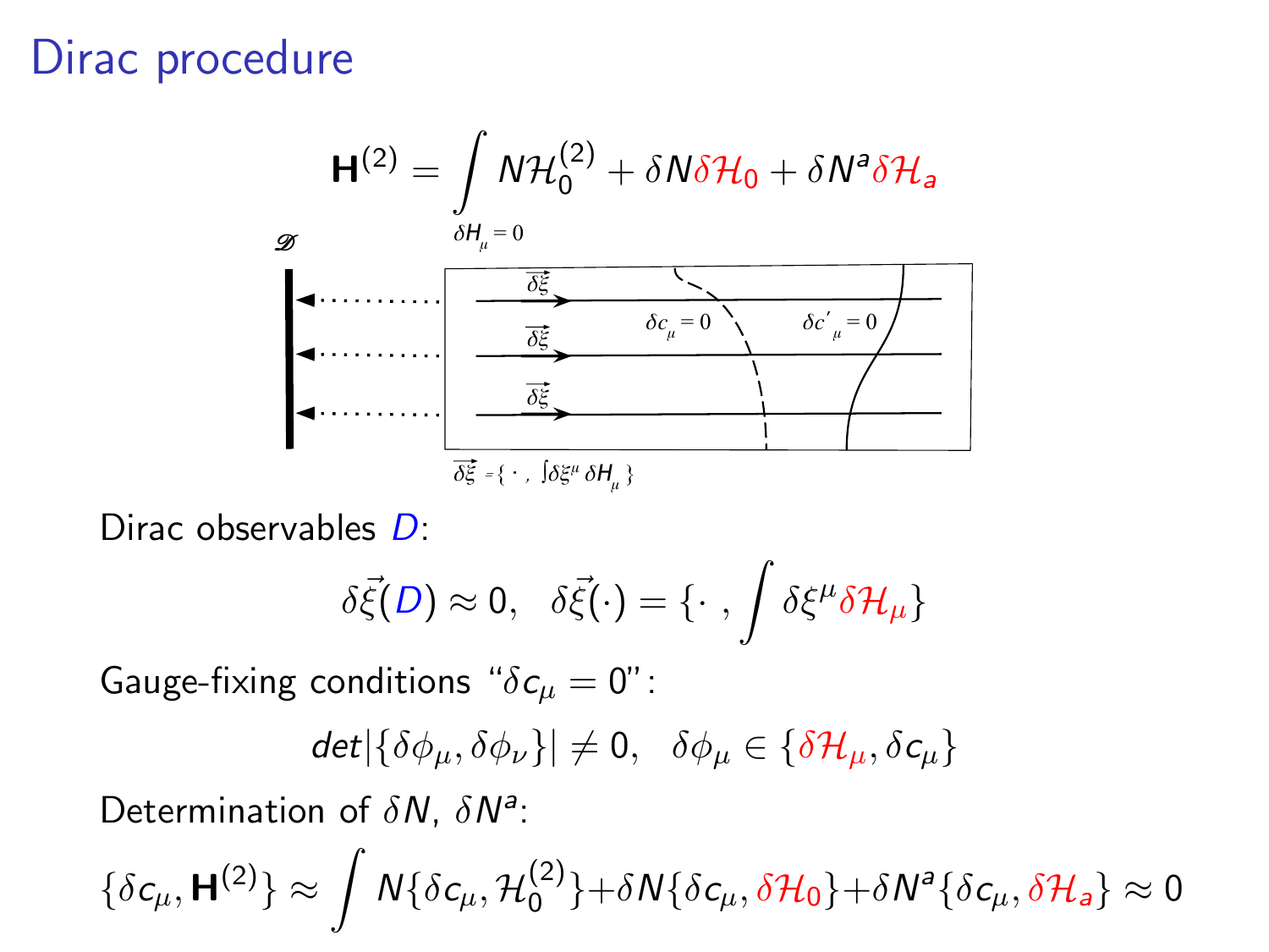# Dirac procedure

$$\mathbf{H}^{(2)} = \int_{\delta H_\mu = 0} N\mathcal{H}_0^{(2)} + \delta N \delta\mathcal{H}_0 + \delta N^a \delta\mathcal{H}_a$$

Dirac observables $D$:

$$\delta\vec{\xi}(D) \approx 0, \quad \delta\vec{\xi}(\cdot) = \{\cdot\ , \int \delta\xi^\mu \delta\mathcal{H}_\mu\}$$

Gauge-fixing conditions "$\delta c_\mu = 0$":

$$det|\{\delta\phi_\mu, \delta\phi_\nu\}| \neq 0, \quad \delta\phi_\mu \in \{\delta\mathcal{H}_\mu, \delta c_\mu\}$$

Determination of $\delta N$, $\delta N^a$:

$$\{\delta c_\mu, \mathbf{H}^{(2)}\} \approx \int N\{\delta c_\mu, \mathcal{H}_0^{(2)}\} + \delta N\{\delta c_\mu, \delta\mathcal{H}_0\} + \delta N^a\{\delta c_\mu, \delta\mathcal{H}_a\} \approx 0$$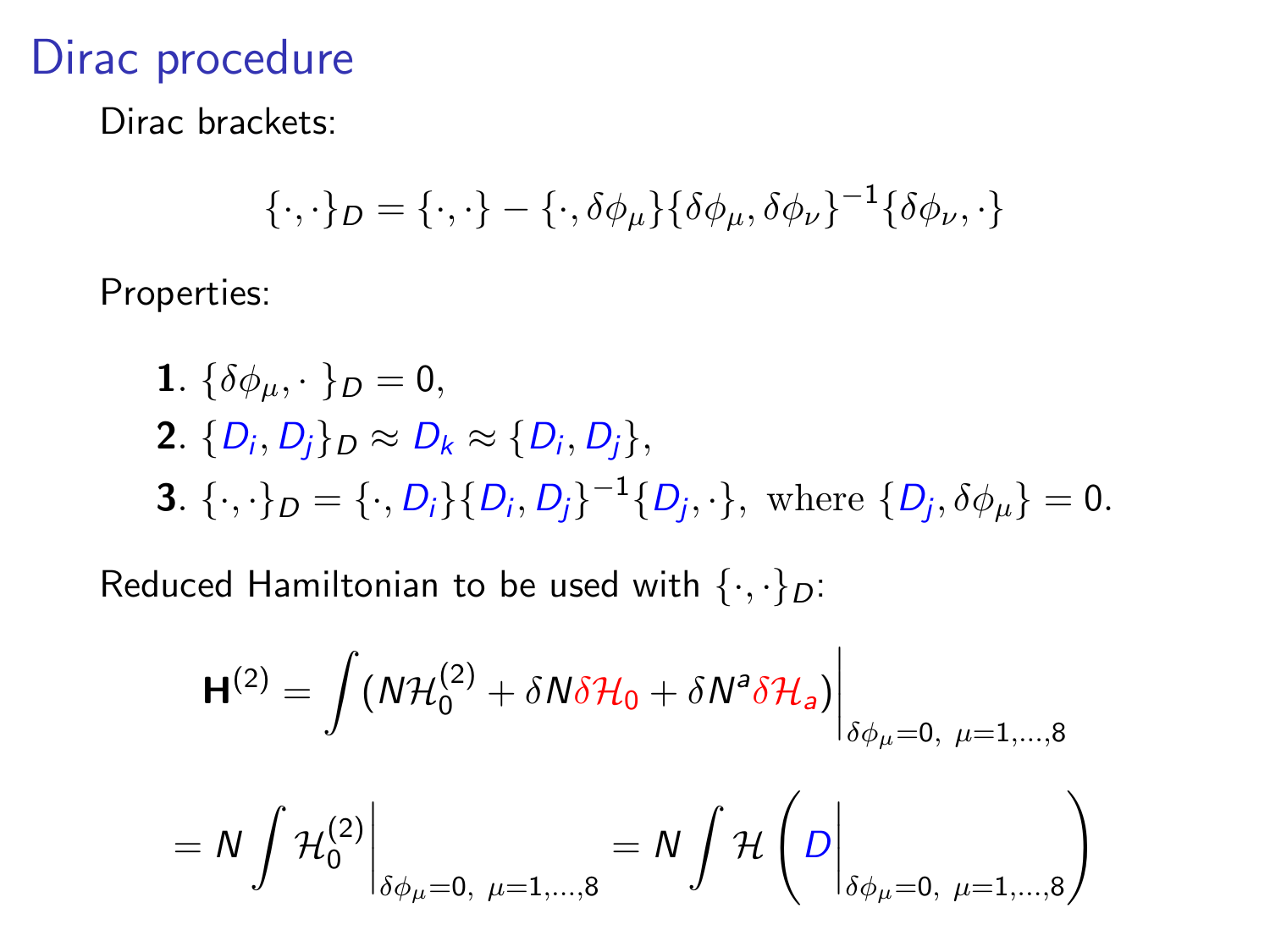# Dirac procedure

Dirac brackets:

$$\{\cdot,\cdot\}_D = \{\cdot,\cdot\} - \{\cdot,\delta\phi_\mu\}\{\delta\phi_\mu,\delta\phi_\nu\}^{-1}\{\delta\phi_\nu,\cdot\}$$

Properties:

**1**. $\{\delta\phi_\mu, \cdot\,\}_D = 0,$

**2**. $\{D_i, D_j\}_D \approx D_k \approx \{D_i, D_j\},$

**3**. $\{\cdot,\cdot\}_D = \{\cdot, D_i\}\{D_i, D_j\}^{-1}\{D_j,\cdot\}, \text{ where } \{D_j, \delta\phi_\mu\} = 0.$

Reduced Hamiltonian to be used with $\{\cdot,\cdot\}_D$:

$$\mathbf{H}^{(2)} = \int (N\mathcal{H}_0^{(2)} + \delta N \delta\mathcal{H}_0 + \delta N^a \delta\mathcal{H}_a)\Big|_{\delta\phi_\mu=0,\ \mu=1,\ldots,8}$$

$$= N\int \mathcal{H}_0^{(2)}\Big|_{\delta\phi_\mu=0,\ \mu=1,\ldots,8} = N\int \mathcal{H}\left(D\Big|_{\delta\phi_\mu=0,\ \mu=1,\ldots,8}\right)$$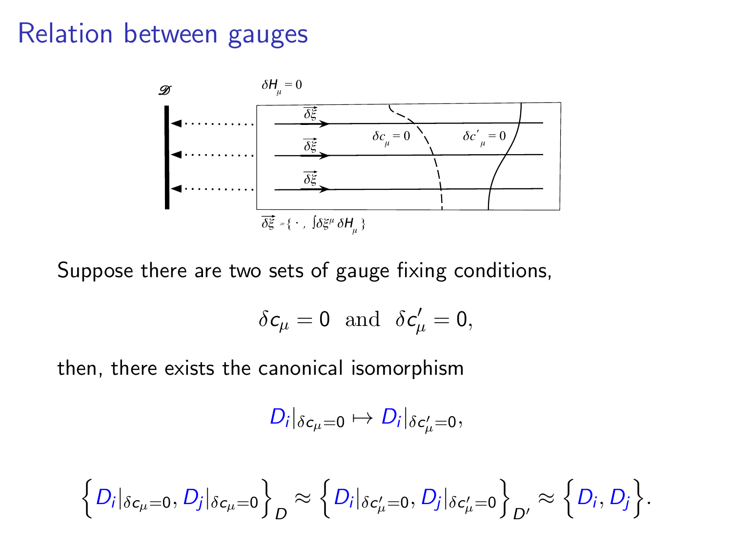# Relation between gauges

Suppose there are two sets of gauge fixing conditions,

$$\delta c_\mu = 0 \ \text{ and } \ \delta c'_\mu = 0,$$

then, there exists the canonical isomorphism

$$D_i|_{\delta c_\mu = 0} \mapsto D_i|_{\delta c'_\mu = 0},$$

$$\left\{ D_i|_{\delta c_\mu = 0}, D_j|_{\delta c_\mu = 0} \right\}_D \approx \left\{ D_i|_{\delta c'_\mu = 0}, D_j|_{\delta c'_\mu = 0} \right\}_{D'} \approx \left\{ D_i, D_j \right\}.$$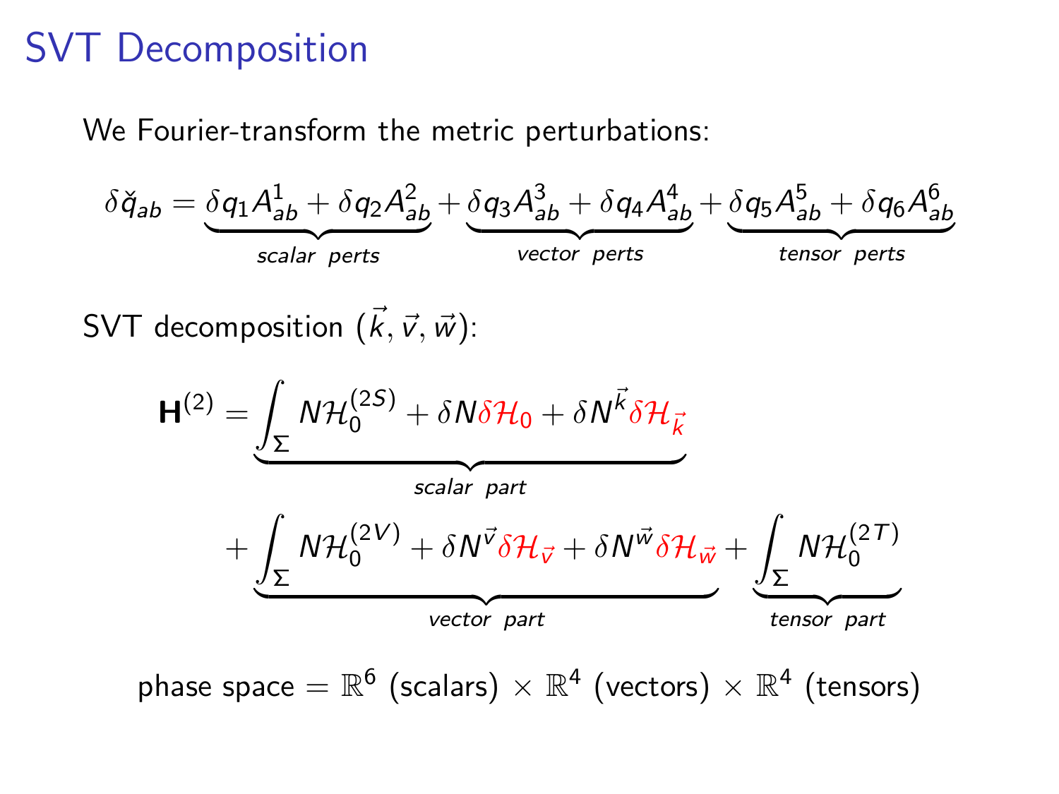# SVT Decomposition

We Fourier-transform the metric perturbations:

$$\delta\check{q}_{ab} = \underbrace{\delta q_1 A^1_{ab} + \delta q_2 A^2_{ab}}_{scalar \;\; perts} + \underbrace{\delta q_3 A^3_{ab} + \delta q_4 A^4_{ab}}_{vector \;\; perts} + \underbrace{\delta q_5 A^5_{ab} + \delta q_6 A^6_{ab}}_{tensor \;\; perts}$$

SVT decomposition $(\vec{k}, \vec{v}, \vec{w})$:

$$\mathbf{H}^{(2)} = \underbrace{\int_\Sigma N\mathcal{H}_0^{(2S)} + \delta N \delta\mathcal{H}_0 + \delta N^{\vec{k}} \delta\mathcal{H}_{\vec{k}}}_{scalar \;\; part}$$

$$+ \underbrace{\int_\Sigma N\mathcal{H}_0^{(2V)} + \delta N^{\vec{v}} \delta\mathcal{H}_{\vec{v}} + \delta N^{\vec{w}} \delta\mathcal{H}_{\vec{w}}}_{vector \;\; part} + \underbrace{\int_\Sigma N\mathcal{H}_0^{(2T)}}_{tensor \;\; part}$$

phase space $= \mathbb{R}^6$ (scalars) $\times\ \mathbb{R}^4$ (vectors) $\times\ \mathbb{R}^4$ (tensors)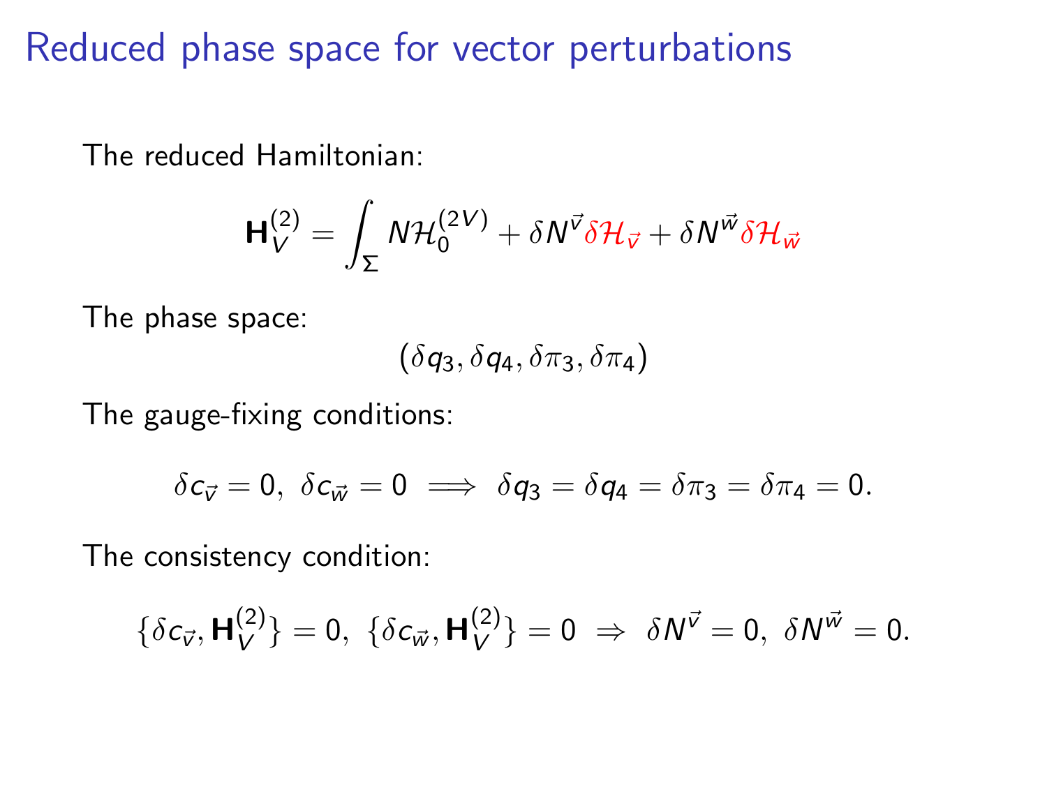# Reduced phase space for vector perturbations

The reduced Hamiltonian:

$$\mathbf{H}_V^{(2)} = \int_\Sigma N\mathcal{H}_0^{(2V)} + \delta N^{\vec{v}} \delta\mathcal{H}_{\vec{v}} + \delta N^{\vec{w}} \delta\mathcal{H}_{\vec{w}}$$

The phase space:

$$(\delta q_3, \delta q_4, \delta \pi_3, \delta \pi_4)$$

The gauge-fixing conditions:

$$\delta c_{\vec{v}} = 0,\ \delta c_{\vec{w}} = 0 \implies \delta q_3 = \delta q_4 = \delta \pi_3 = \delta \pi_4 = 0.$$

The consistency condition:

$$\{\delta c_{\vec{v}}, \mathbf{H}_V^{(2)}\} = 0,\ \{\delta c_{\vec{w}}, \mathbf{H}_V^{(2)}\} = 0 \ \Rightarrow\ \delta N^{\vec{v}} = 0,\ \delta N^{\vec{w}} = 0.$$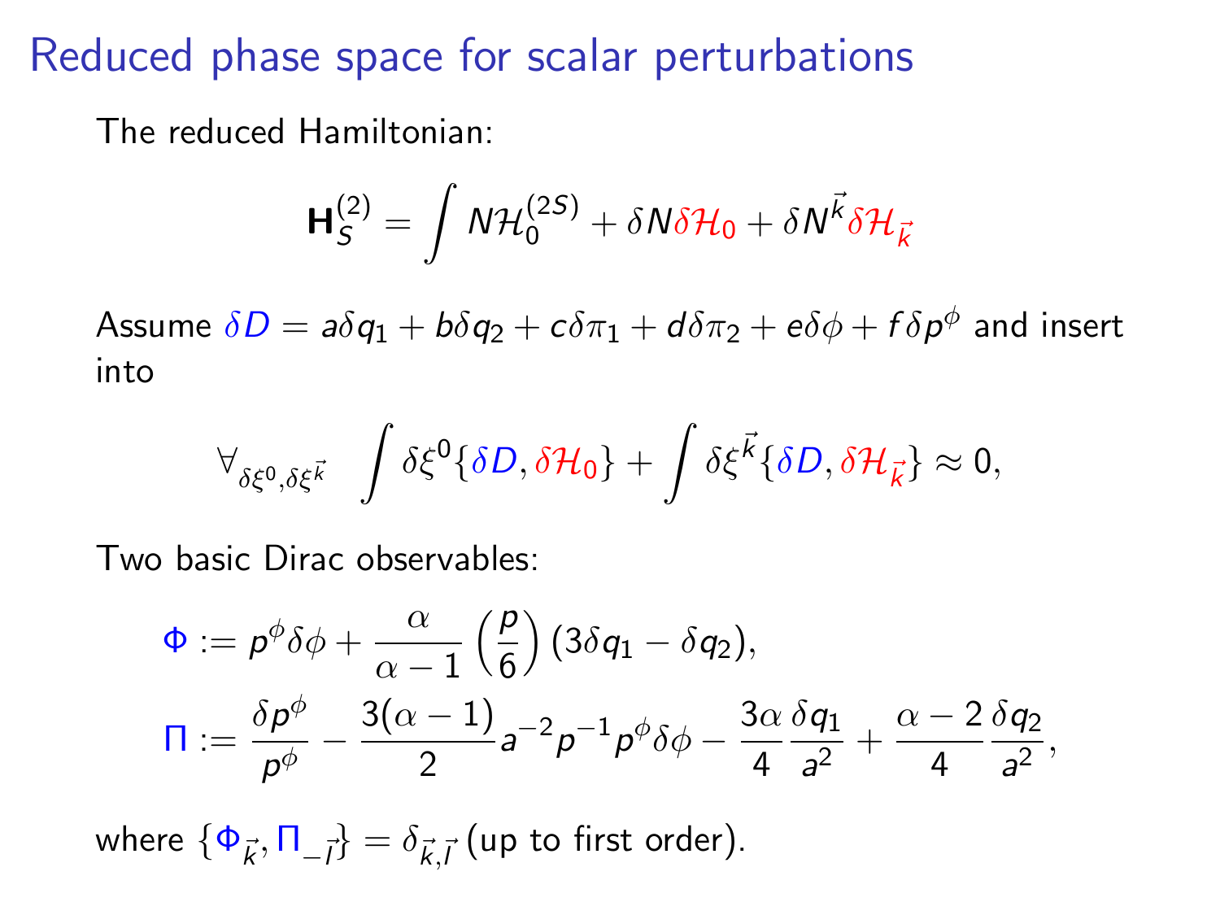# Reduced phase space for scalar perturbations

The reduced Hamiltonian:

$$\mathbf{H}_S^{(2)} = \int N\mathcal{H}_0^{(2S)} + \delta N \delta\mathcal{H}_0 + \delta N^{\vec{k}} \delta\mathcal{H}_{\vec{k}}$$

Assume $\delta D = a\delta q_1 + b\delta q_2 + c\delta\pi_1 + d\delta\pi_2 + e\delta\phi + f\delta p^{\phi}$ and insert into

$$\forall_{\delta\xi^0, \delta\xi^{\vec{k}}} \quad \int \delta\xi^0 \{\delta D, \delta\mathcal{H}_0\} + \int \delta\xi^{\vec{k}} \{\delta D, \delta\mathcal{H}_{\vec{k}}\} \approx 0,$$

Two basic Dirac observables:

$$\Phi := p^{\phi}\delta\phi + \frac{\alpha}{\alpha - 1}\left(\frac{p}{6}\right)(3\delta q_1 - \delta q_2),$$

$$\Pi := \frac{\delta p^{\phi}}{p^{\phi}} - \frac{3(\alpha - 1)}{2} a^{-2} p^{-1} p^{\phi} \delta\phi - \frac{3\alpha}{4}\frac{\delta q_1}{a^2} + \frac{\alpha - 2}{4}\frac{\delta q_2}{a^2},$$

where $\{\Phi_{\vec{k}}, \Pi_{-\vec{l}}\} = \delta_{\vec{k},\vec{l}}$ (up to first order).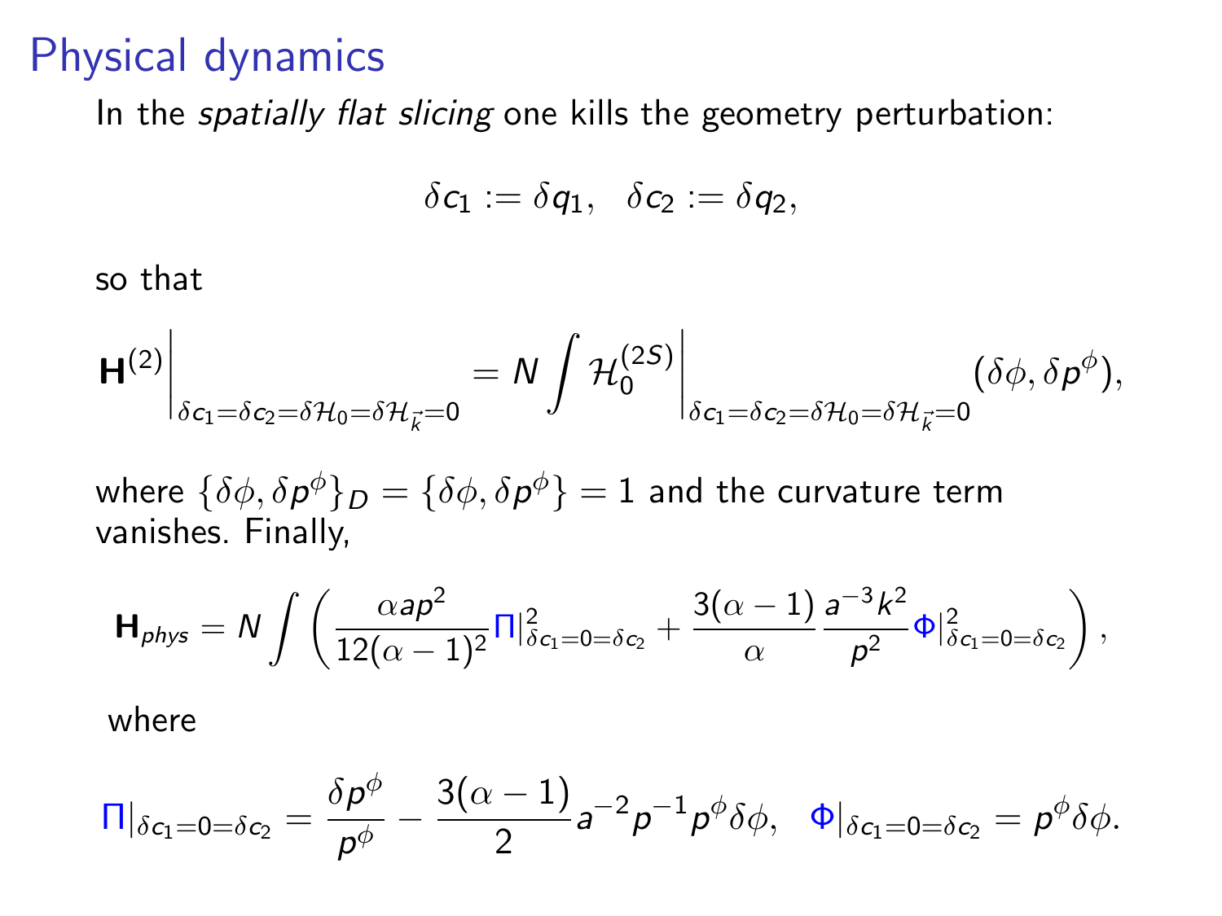# Physical dynamics

In the *spatially flat slicing* one kills the geometry perturbation:

$$\delta c_1 := \delta q_1, \quad \delta c_2 := \delta q_2,$$

so that

$$\mathbf{H}^{(2)}\Big|_{\delta c_1=\delta c_2=\delta\mathcal{H}_0=\delta\mathcal{H}_{\vec{k}}=0} = N\int \mathcal{H}_0^{(2S)}\Big|_{\delta c_1=\delta c_2=\delta\mathcal{H}_0=\delta\mathcal{H}_{\vec{k}}=0}(\delta\phi, \delta p^{\phi}),$$

where $\{\delta\phi, \delta p^{\phi}\}_D = \{\delta\phi, \delta p^{\phi}\} = 1$ and the curvature term vanishes. Finally,

$$\mathbf{H}_{phys} = N\int\left(\frac{\alpha a p^2}{12(\alpha-1)^2}\Pi|^2_{\delta c_1=0=\delta c_2} + \frac{3(\alpha-1)}{\alpha}\frac{a^{-3}k^2}{p^2}\Phi|^2_{\delta c_1=0=\delta c_2}\right),$$

where

$$\Pi|_{\delta c_1=0=\delta c_2} = \frac{\delta p^{\phi}}{p^{\phi}} - \frac{3(\alpha-1)}{2}a^{-2}p^{-1}p^{\phi}\delta\phi, \quad \Phi|_{\delta c_1=0=\delta c_2} = p^{\phi}\delta\phi.$$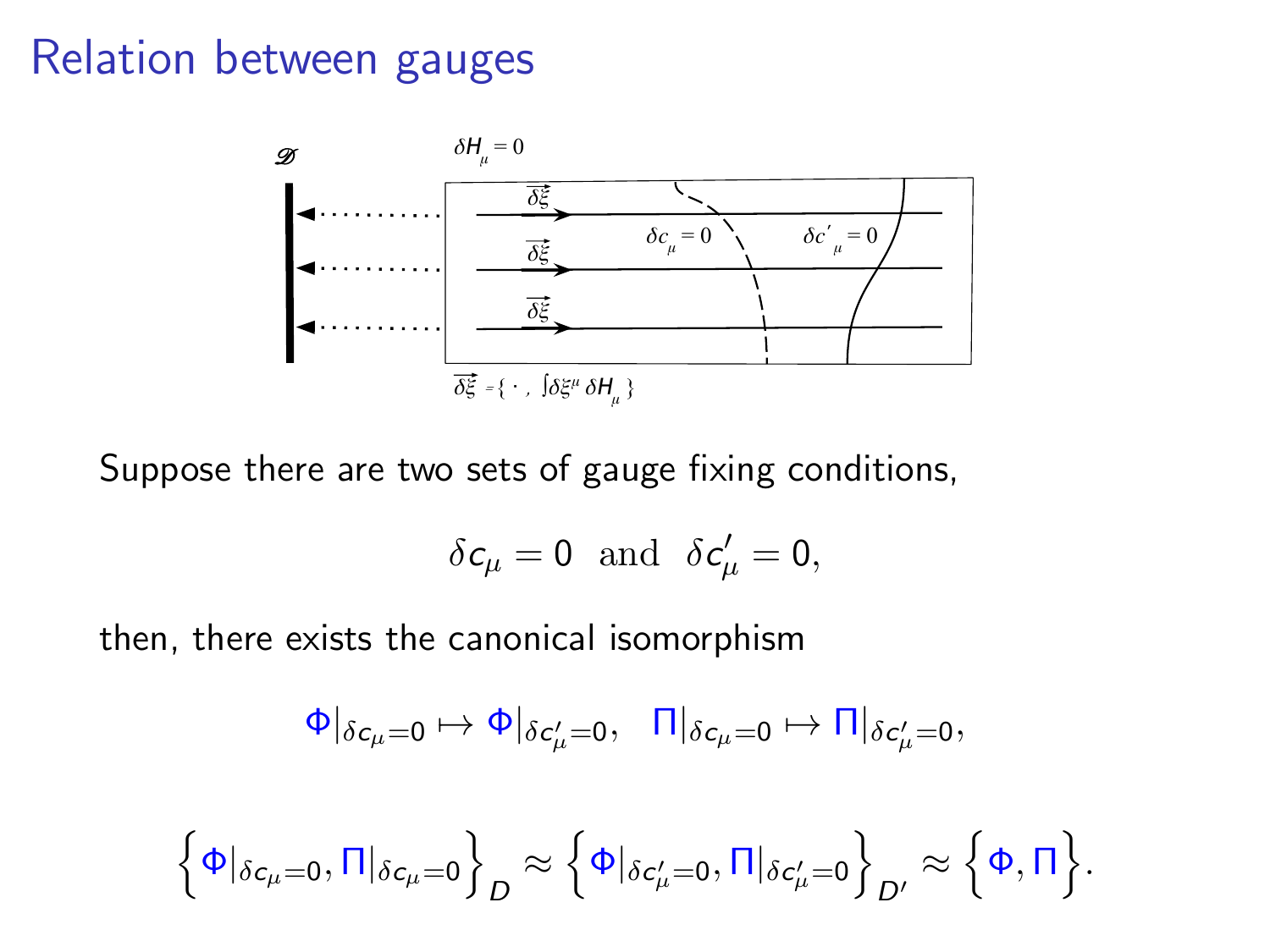# Relation between gauges

Suppose there are two sets of gauge fixing conditions,

$$\delta c_\mu = 0 \ \ \text{and} \ \ \delta c'_\mu = 0,$$

then, there exists the canonical isomorphism

$$\Phi|_{\delta c_\mu = 0} \mapsto \Phi|_{\delta c'_\mu = 0}, \quad \Pi|_{\delta c_\mu = 0} \mapsto \Pi|_{\delta c'_\mu = 0},$$

$$\Big\{ \Phi|_{\delta c_\mu = 0}, \Pi|_{\delta c_\mu = 0} \Big\}_D \approx \Big\{ \Phi|_{\delta c'_\mu = 0}, \Pi|_{\delta c'_\mu = 0} \Big\}_{D'} \approx \Big\{ \Phi, \Pi \Big\}.$$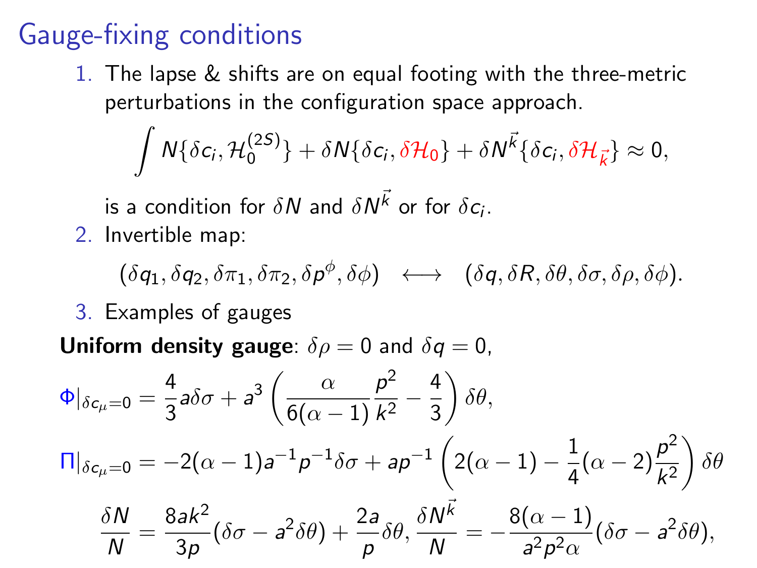# Gauge-fixing conditions

1. The lapse & shifts are on equal footing with the three-metric perturbations in the configuration space approach.

$$\int N\{\delta c_i, \mathcal{H}_0^{(2S)}\} + \delta N\{\delta c_i, \delta\mathcal{H}_0\} + \delta N^{\vec{k}}\{\delta c_i, \delta\mathcal{H}_{\vec{k}}\} \approx 0,$$

   is a condition for $\delta N$ and $\delta N^{\vec{k}}$ or for $\delta c_i$.

2. Invertible map:

$$(\delta q_1, \delta q_2, \delta\pi_1, \delta\pi_2, \delta p^{\phi}, \delta\phi) \quad \longleftrightarrow \quad (\delta q, \delta R, \delta\theta, \delta\sigma, \delta\rho, \delta\phi).$$

3. Examples of gauges

**Uniform density gauge**: $\delta\rho = 0$ and $\delta q = 0$,

$$\Phi|_{\delta c_\mu = 0} = \frac{4}{3}a\delta\sigma + a^3\left(\frac{\alpha}{6(\alpha-1)}\frac{p^2}{k^2} - \frac{4}{3}\right)\delta\theta,$$

$$\Pi|_{\delta c_\mu = 0} = -2(\alpha-1)a^{-1}p^{-1}\delta\sigma + ap^{-1}\left(2(\alpha-1) - \frac{1}{4}(\alpha-2)\frac{p^2}{k^2}\right)\delta\theta$$

$$\frac{\delta N}{N} = \frac{8ak^2}{3p}(\delta\sigma - a^2\delta\theta) + \frac{2a}{p}\delta\theta, \; \frac{\delta N^{\vec{k}}}{N} = -\frac{8(\alpha-1)}{a^2p^2\alpha}(\delta\sigma - a^2\delta\theta),$$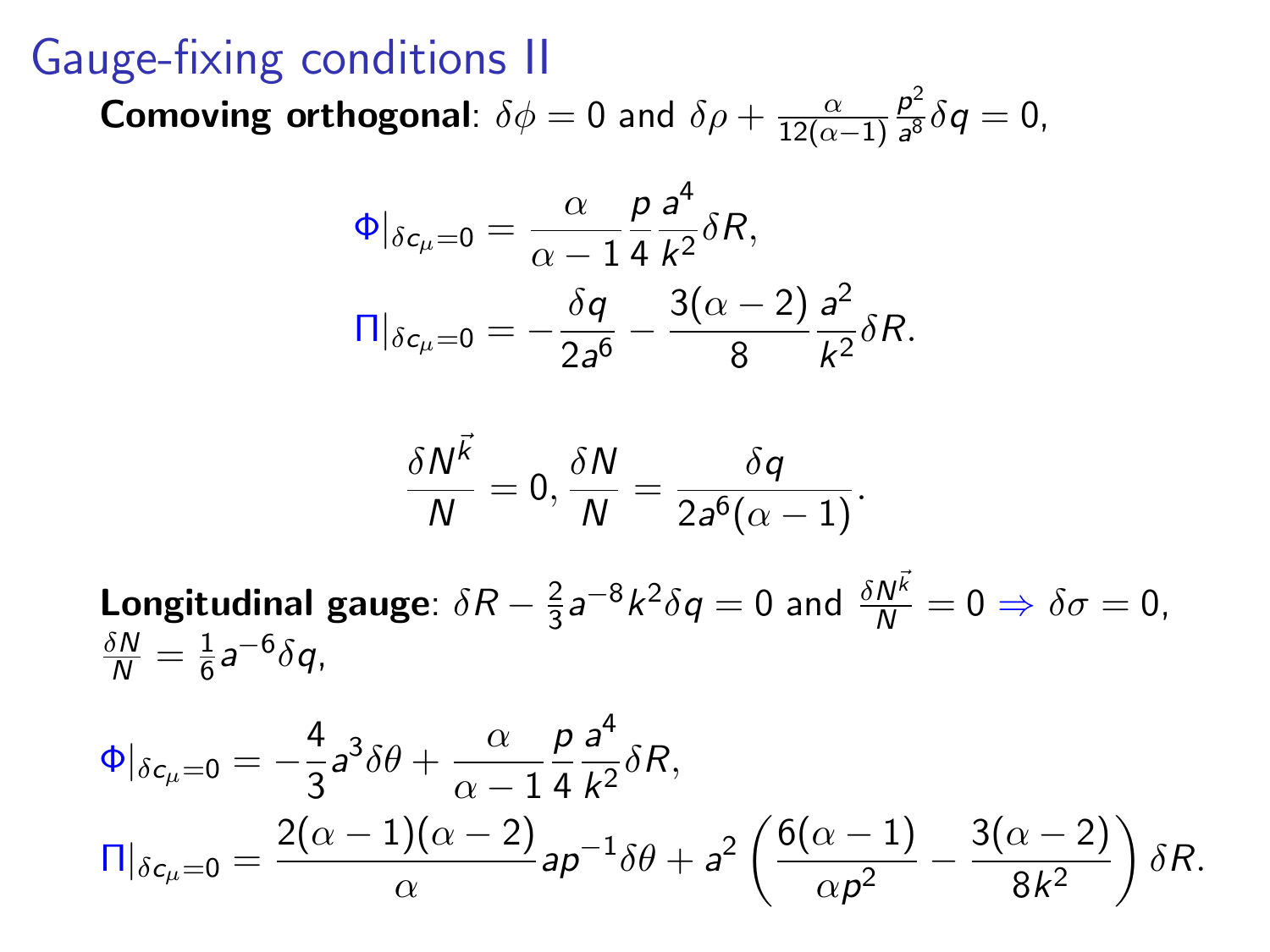# Gauge-fixing conditions II

**Comoving orthogonal**: $\delta\phi = 0$ and $\delta\rho + \frac{\alpha}{12(\alpha-1)}\frac{p^2}{a^8}\delta q = 0$,

$$\Phi|_{\delta c_\mu = 0} = \frac{\alpha}{\alpha-1}\frac{p}{4}\frac{a^4}{k^2}\delta R,$$

$$\Pi|_{\delta c_\mu = 0} = -\frac{\delta q}{2a^6} - \frac{3(\alpha-2)}{8}\frac{a^2}{k^2}\delta R.$$

$$\frac{\delta N^{\vec{k}}}{N} = 0, \frac{\delta N}{N} = \frac{\delta q}{2a^6(\alpha-1)}.$$

**Longitudinal gauge**: $\delta R - \frac{2}{3}a^{-8}k^2\delta q = 0$ and $\frac{\delta N^{\vec{k}}}{N} = 0 \Rightarrow \delta\sigma = 0$, $\frac{\delta N}{N} = \frac{1}{6}a^{-6}\delta q$,

$$\Phi|_{\delta c_\mu = 0} = -\frac{4}{3}a^3\delta\theta + \frac{\alpha}{\alpha-1}\frac{p}{4}\frac{a^4}{k^2}\delta R,$$

$$\Pi|_{\delta c_\mu = 0} = \frac{2(\alpha-1)(\alpha-2)}{\alpha}ap^{-1}\delta\theta + a^2\left(\frac{6(\alpha-1)}{\alpha p^2} - \frac{3(\alpha-2)}{8k^2}\right)\delta R.$$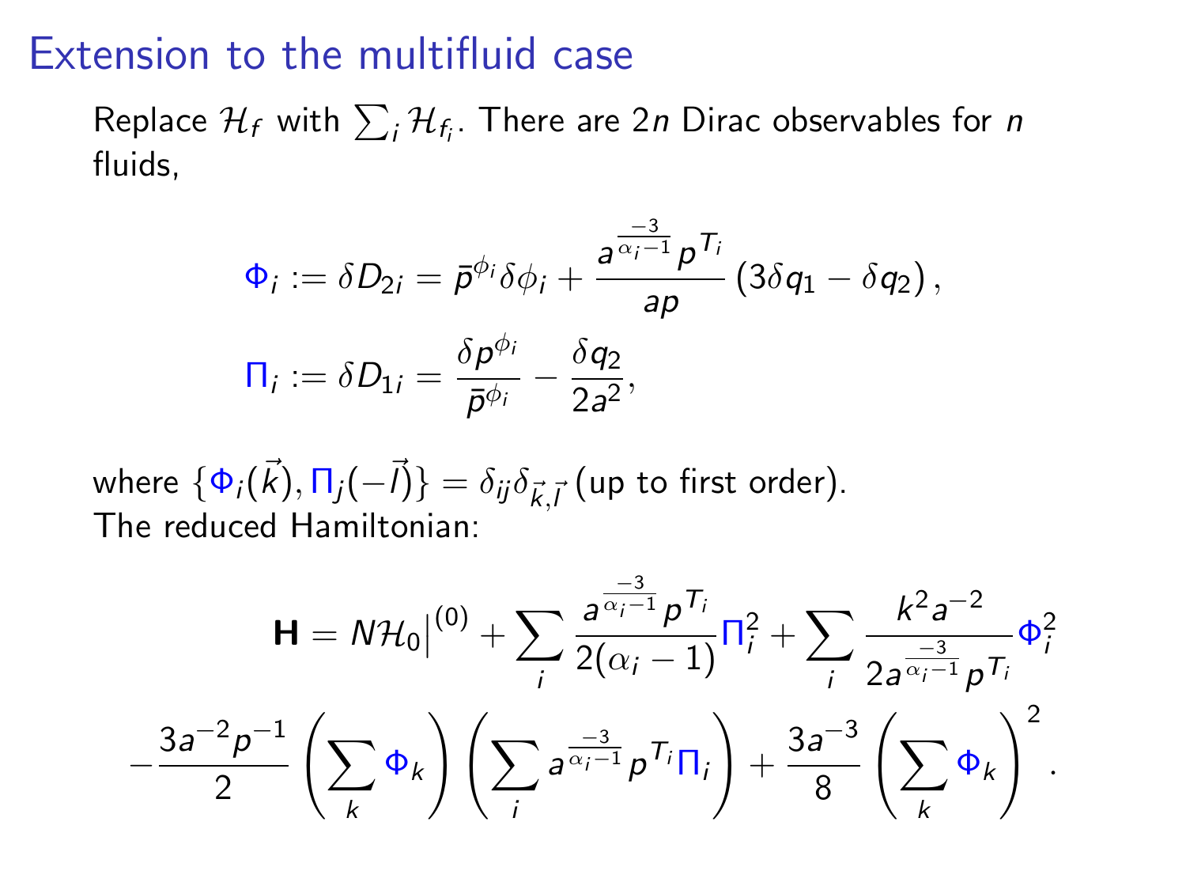# Extension to the multifluid case

Replace $\mathcal{H}_f$ with $\sum_i \mathcal{H}_{f_i}$. There are $2n$ Dirac observables for $n$ fluids,

$$\Phi_i := \delta D_{2i} = \bar{p}^{\phi_i}\delta\phi_i + \frac{a^{\frac{-3}{\alpha_i - 1}} p^{T_i}}{ap}\left(3\delta q_1 - \delta q_2\right),$$

$$\Pi_i := \delta D_{1i} = \frac{\delta p^{\phi_i}}{\bar{p}^{\phi_i}} - \frac{\delta q_2}{2a^2},$$

where $\{\Phi_i(\vec{k}), \Pi_j(-\vec{l})\} = \delta_{ij}\delta_{\vec{k},\vec{l}}$ (up to first order).
The reduced Hamiltonian:

$$\mathbf{H} = N\mathcal{H}_0\big|^{(0)} + \sum_i \frac{a^{\frac{-3}{\alpha_i - 1}} p^{T_i}}{2(\alpha_i - 1)}\Pi_i^2 + \sum_i \frac{k^2 a^{-2}}{2a^{\frac{-3}{\alpha_i - 1}} p^{T_i}}\Phi_i^2$$

$$-\frac{3a^{-2}p^{-1}}{2}\left(\sum_k \Phi_k\right)\left(\sum_i a^{\frac{-3}{\alpha_i - 1}} p^{T_i}\Pi_i\right) + \frac{3a^{-3}}{8}\left(\sum_k \Phi_k\right)^2.$$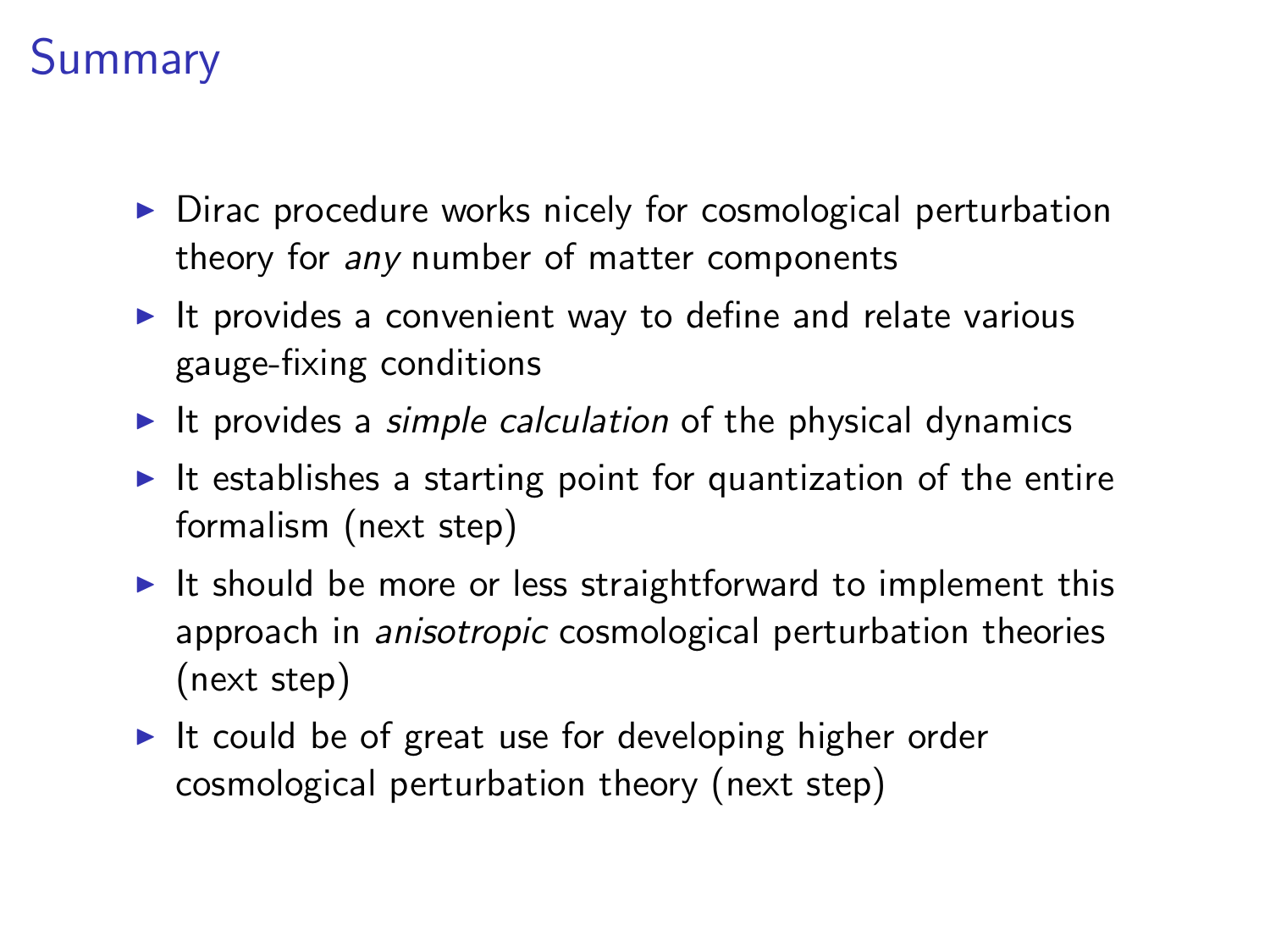# Summary

- Dirac procedure works nicely for cosmological perturbation theory for *any* number of matter components
- It provides a convenient way to define and relate various gauge-fixing conditions
- It provides a *simple calculation* of the physical dynamics
- It establishes a starting point for quantization of the entire formalism (next step)
- It should be more or less straightforward to implement this approach in *anisotropic* cosmological perturbation theories (next step)
- It could be of great use for developing higher order cosmological perturbation theory (next step)